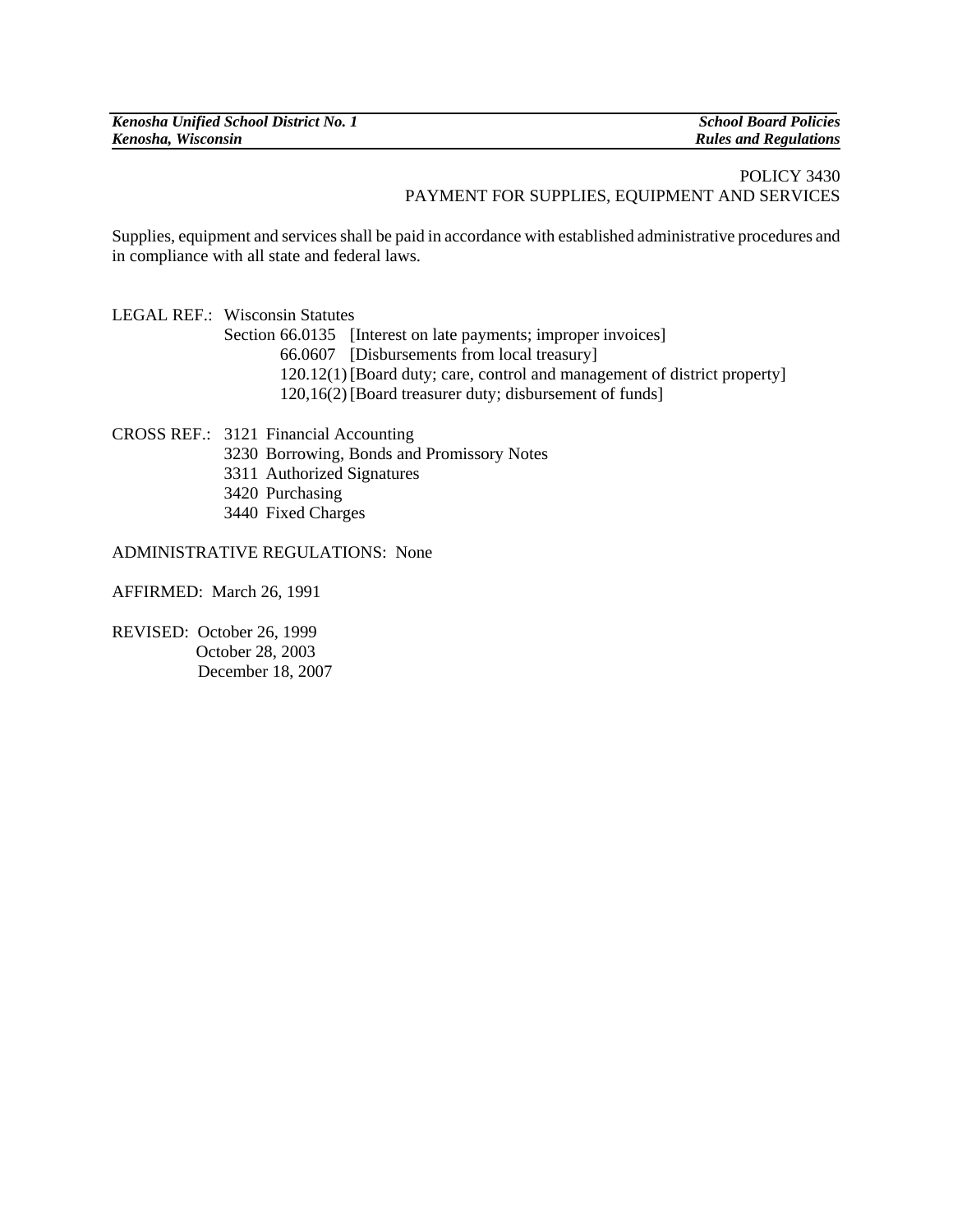POLICY 3430
PAYMENT FOR SUPPLIES, EQUIPMENT AND SERVICES

Supplies, equipment and services shall be paid in accordance with established administrative procedures and in compliance with all state and federal laws.

LEGAL REF.: Wisconsin Statutes
Section 66.0135 [Interest on late payments; improper invoices]
66.0607 [Disbursements from local treasury]
120.12(1) [Board duty; care, control and management of district property]
120,16(2) [Board treasurer duty; disbursement of funds]

CROSS REF.: 3121 Financial Accounting
3230 Borrowing, Bonds and Promissory Notes
3311 Authorized Signatures
3420 Purchasing
3440 Fixed Charges

ADMINISTRATIVE REGULATIONS: None

AFFIRMED: March 26, 1991

REVISED: October 26, 1999
October 28, 2003
December 18, 2007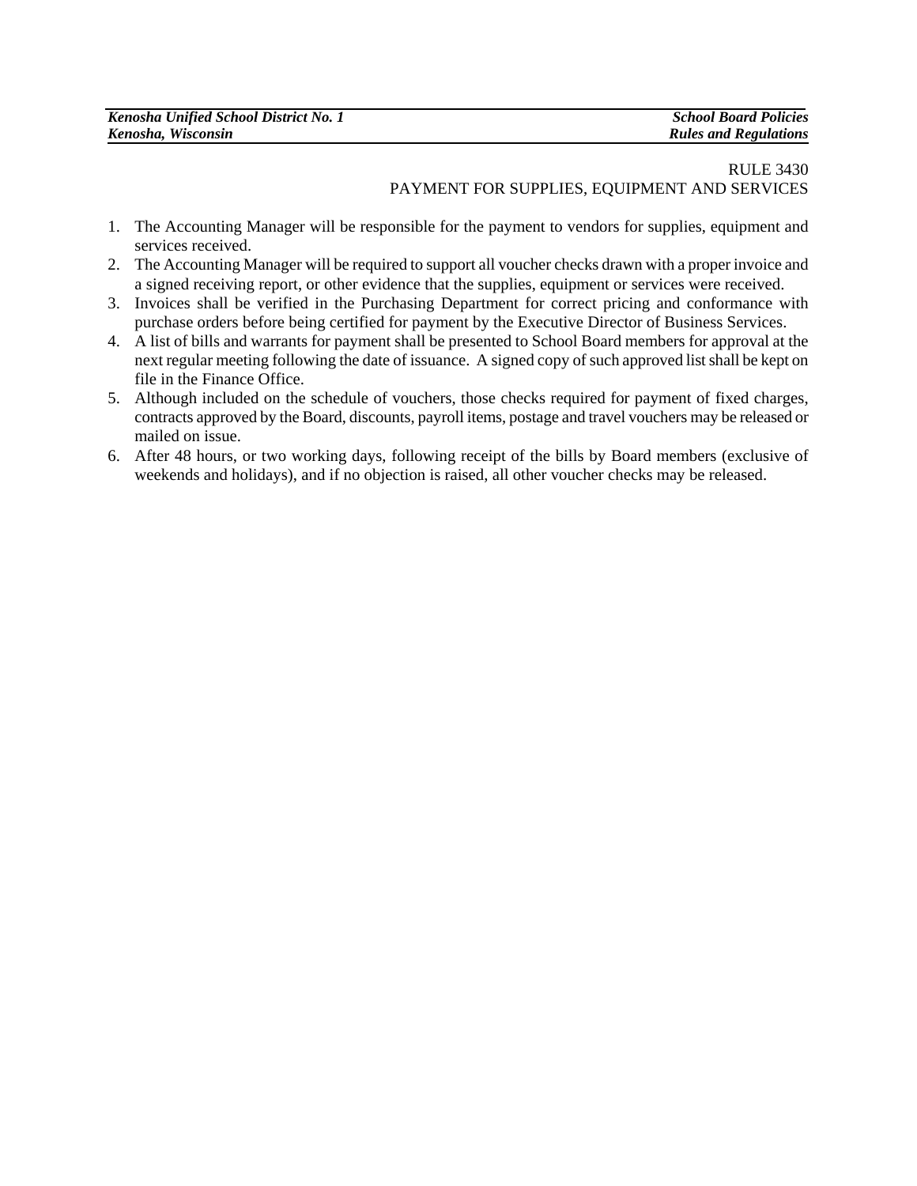RULE 3430
PAYMENT FOR SUPPLIES, EQUIPMENT AND SERVICES

1. The Accounting Manager will be responsible for the payment to vendors for supplies, equipment and services received.
2. The Accounting Manager will be required to support all voucher checks drawn with a proper invoice and a signed receiving report, or other evidence that the supplies, equipment or services were received.
3. Invoices shall be verified in the Purchasing Department for correct pricing and conformance with purchase orders before being certified for payment by the Executive Director of Business Services.
4. A list of bills and warrants for payment shall be presented to School Board members for approval at the next regular meeting following the date of issuance. A signed copy of such approved list shall be kept on file in the Finance Office.
5. Although included on the schedule of vouchers, those checks required for payment of fixed charges, contracts approved by the Board, discounts, payroll items, postage and travel vouchers may be released or mailed on issue.
6. After 48 hours, or two working days, following receipt of the bills by Board members (exclusive of weekends and holidays), and if no objection is raised, all other voucher checks may be released.